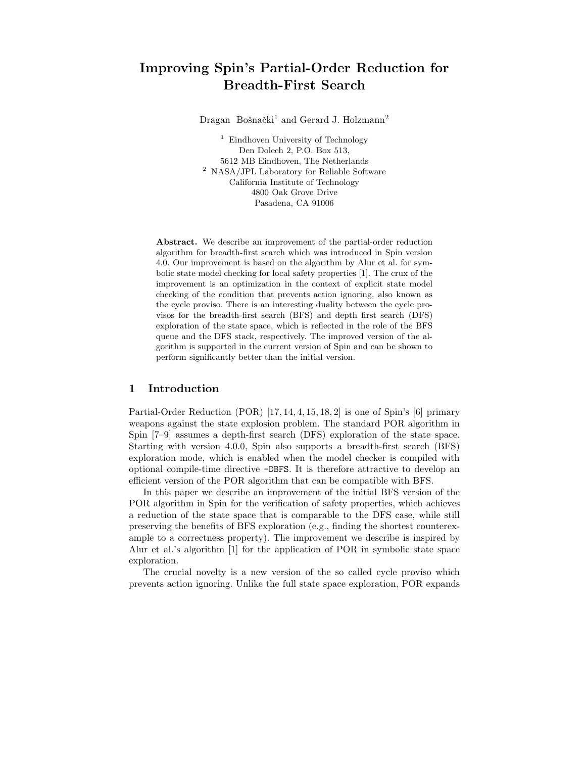# Improving Spin's Partial-Order Reduction for Breadth-First Search

Dragan Bošnački[1] and Gerard J. Holzmann[2]

[1] Eindhoven University of Technology
Den Dolech 2, P.O. Box 513,
5612 MB Eindhoven, The Netherlands

[2] NASA/JPL Laboratory for Reliable Software
California Institute of Technology
4800 Oak Grove Drive
Pasadena, CA 91006

**Abstract.** We describe an improvement of the partial-order reduction algorithm for breadth-first search which was introduced in Spin version 4.0. Our improvement is based on the algorithm by Alur et al. for symbolic state model checking for local safety properties [1]. The crux of the improvement is an optimization in the context of explicit state model checking of the condition that prevents action ignoring, also known as the cycle proviso. There is an interesting duality between the cycle provisos for the breadth-first search (BFS) and depth first search (DFS) exploration of the state space, which is reflected in the role of the BFS queue and the DFS stack, respectively. The improved version of the algorithm is supported in the current version of Spin and can be shown to perform significantly better than the initial version.

## 1 Introduction

Partial-Order Reduction (POR) [17, 14, 4, 15, 18, 2] is one of Spin's [6] primary weapons against the state explosion problem. The standard POR algorithm in Spin [7–9] assumes a depth-first search (DFS) exploration of the state space. Starting with version 4.0.0, Spin also supports a breadth-first search (BFS) exploration mode, which is enabled when the model checker is compiled with optional compile-time directive `-DBFS`. It is therefore attractive to develop an efficient version of the POR algorithm that can be compatible with BFS.

In this paper we describe an improvement of the initial BFS version of the POR algorithm in Spin for the verification of safety properties, which achieves a reduction of the state space that is comparable to the DFS case, while still preserving the benefits of BFS exploration (e.g., finding the shortest counterexample to a correctness property). The improvement we describe is inspired by Alur et al.'s algorithm [1] for the application of POR in symbolic state space exploration.

The crucial novelty is a new version of the so called cycle proviso which prevents action ignoring. Unlike the full state space exploration, POR expands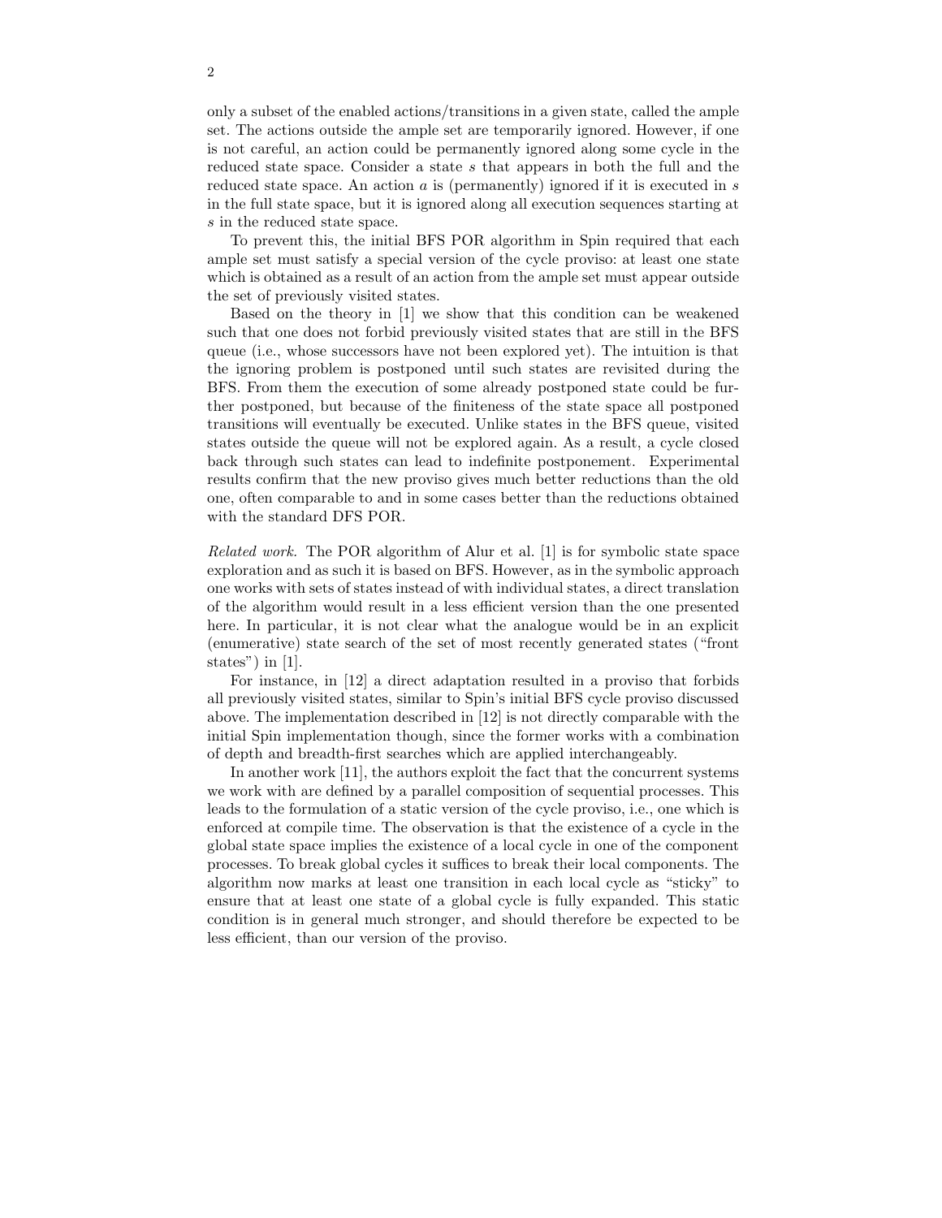only a subset of the enabled actions/transitions in a given state, called the ample set. The actions outside the ample set are temporarily ignored. However, if one is not careful, an action could be permanently ignored along some cycle in the reduced state space. Consider a state $s$ that appears in both the full and the reduced state space. An action $a$ is (permanently) ignored if it is executed in $s$ in the full state space, but it is ignored along all execution sequences starting at $s$ in the reduced state space.

To prevent this, the initial BFS POR algorithm in Spin required that each ample set must satisfy a special version of the cycle proviso: at least one state which is obtained as a result of an action from the ample set must appear outside the set of previously visited states.

Based on the theory in [1] we show that this condition can be weakened such that one does not forbid previously visited states that are still in the BFS queue (i.e., whose successors have not been explored yet). The intuition is that the ignoring problem is postponed until such states are revisited during the BFS. From them the execution of some already postponed state could be further postponed, but because of the finiteness of the state space all postponed transitions will eventually be executed. Unlike states in the BFS queue, visited states outside the queue will not be explored again. As a result, a cycle closed back through such states can lead to indefinite postponement. Experimental results confirm that the new proviso gives much better reductions than the old one, often comparable to and in some cases better than the reductions obtained with the standard DFS POR.

*Related work.* The POR algorithm of Alur et al. [1] is for symbolic state space exploration and as such it is based on BFS. However, as in the symbolic approach one works with sets of states instead of with individual states, a direct translation of the algorithm would result in a less efficient version than the one presented here. In particular, it is not clear what the analogue would be in an explicit (enumerative) state search of the set of most recently generated states ("front states") in [1].

For instance, in [12] a direct adaptation resulted in a proviso that forbids all previously visited states, similar to Spin's initial BFS cycle proviso discussed above. The implementation described in [12] is not directly comparable with the initial Spin implementation though, since the former works with a combination of depth and breadth-first searches which are applied interchangeably.

In another work [11], the authors exploit the fact that the concurrent systems we work with are defined by a parallel composition of sequential processes. This leads to the formulation of a static version of the cycle proviso, i.e., one which is enforced at compile time. The observation is that the existence of a cycle in the global state space implies the existence of a local cycle in one of the component processes. To break global cycles it suffices to break their local components. The algorithm now marks at least one transition in each local cycle as "sticky" to ensure that at least one state of a global cycle is fully expanded. This static condition is in general much stronger, and should therefore be expected to be less efficient, than our version of the proviso.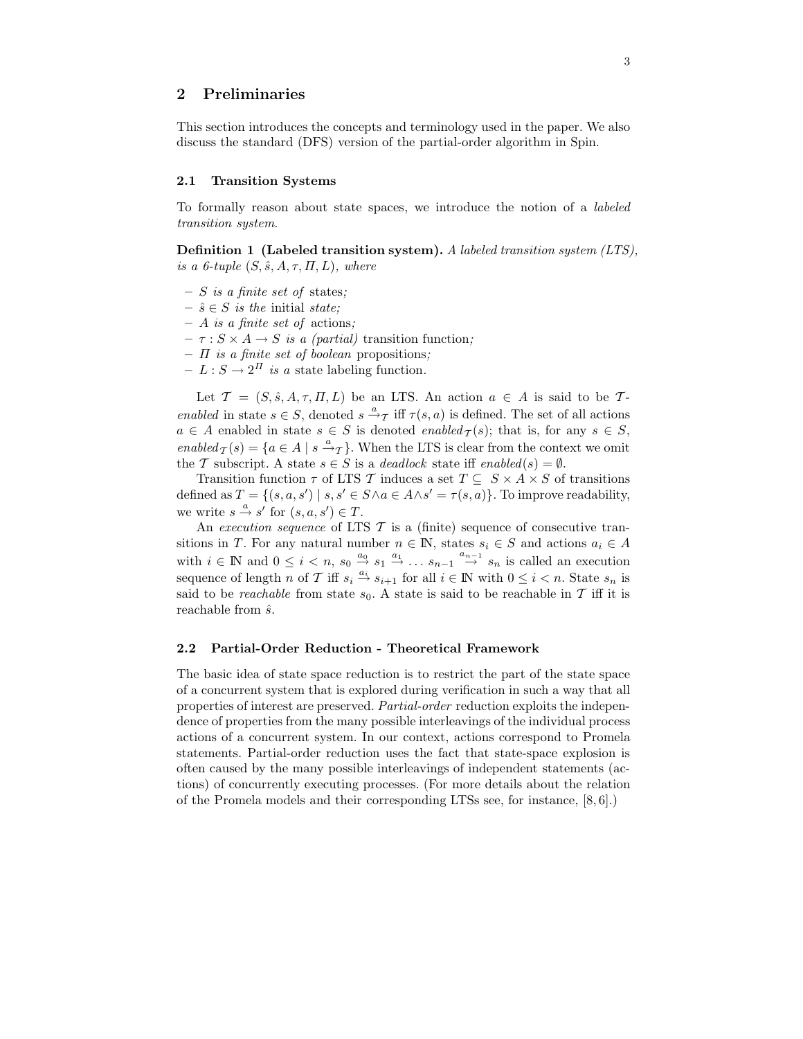## 2 Preliminaries

This section introduces the concepts and terminology used in the paper. We also discuss the standard (DFS) version of the partial-order algorithm in Spin.

### 2.1 Transition Systems

To formally reason about state spaces, we introduce the notion of a *labeled transition system*.

**Definition 1 (Labeled transition system).** *A labeled transition system (LTS), is a 6-tuple* $(S, \hat{s}, A, \tau, \Pi, L)$*, where*

- $S$ *is a finite set of* states*;*
- $\hat{s} \in S$ *is the* initial *state;*
- $A$ *is a finite set of* actions*;*
- $\tau : S \times A \to S$ *is a (partial)* transition function*;*
- $\Pi$ *is a finite set of boolean* propositions*;*
- $L : S \to 2^{\Pi}$ *is a* state labeling function*.*

Let $\mathcal{T} = (S, \hat{s}, A, \tau, \Pi, L)$ be an LTS. An action $a \in A$ is said to be $\mathcal{T}$-*enabled* in state $s \in S$, denoted $s \xrightarrow{a}_{\mathcal{T}}$ iff $\tau(s, a)$ is defined. The set of all actions $a \in A$ enabled in state $s \in S$ is denoted $enabled_{\mathcal{T}}(s)$; that is, for any $s \in S$, $enabled_{\mathcal{T}}(s) = \{a \in A \mid s \xrightarrow{a}_{\mathcal{T}}\}$. When the LTS is clear from the context we omit the $\mathcal{T}$ subscript. A state $s \in S$ is a *deadlock* state iff $enabled(s) = \emptyset$.

Transition function $\tau$ of LTS $\mathcal{T}$ induces a set $T \subseteq S \times A \times S$ of transitions defined as $T = \{(s, a, s') \mid s, s' \in S \wedge a \in A \wedge s' = \tau(s, a)\}$. To improve readability, we write $s \xrightarrow{a} s'$ for $(s, a, s') \in T$.

An *execution sequence* of LTS $\mathcal{T}$ is a (finite) sequence of consecutive transitions in $T$. For any natural number $n \in \mathbb{N}$, states $s_i \in S$ and actions $a_i \in A$ with $i \in \mathbb{N}$ and $0 \leq i < n$, $s_0 \xrightarrow{a_0} s_1 \xrightarrow{a_1} \ldots s_{n-1} \xrightarrow{a_{n-1}} s_n$ is called an execution sequence of length $n$ of $\mathcal{T}$ iff $s_i \xrightarrow{a_i} s_{i+1}$ for all $i \in \mathbb{N}$ with $0 \leq i < n$. State $s_n$ is said to be *reachable* from state $s_0$. A state is said to be reachable in $\mathcal{T}$ iff it is reachable from $\hat{s}$.

### 2.2 Partial-Order Reduction - Theoretical Framework

The basic idea of state space reduction is to restrict the part of the state space of a concurrent system that is explored during verification in such a way that all properties of interest are preserved. *Partial-order* reduction exploits the independence of properties from the many possible interleavings of the individual process actions of a concurrent system. In our context, actions correspond to Promela statements. Partial-order reduction uses the fact that state-space explosion is often caused by the many possible interleavings of independent statements (actions) of concurrently executing processes. (For more details about the relation of the Promela models and their corresponding LTSs see, for instance, [8, 6].)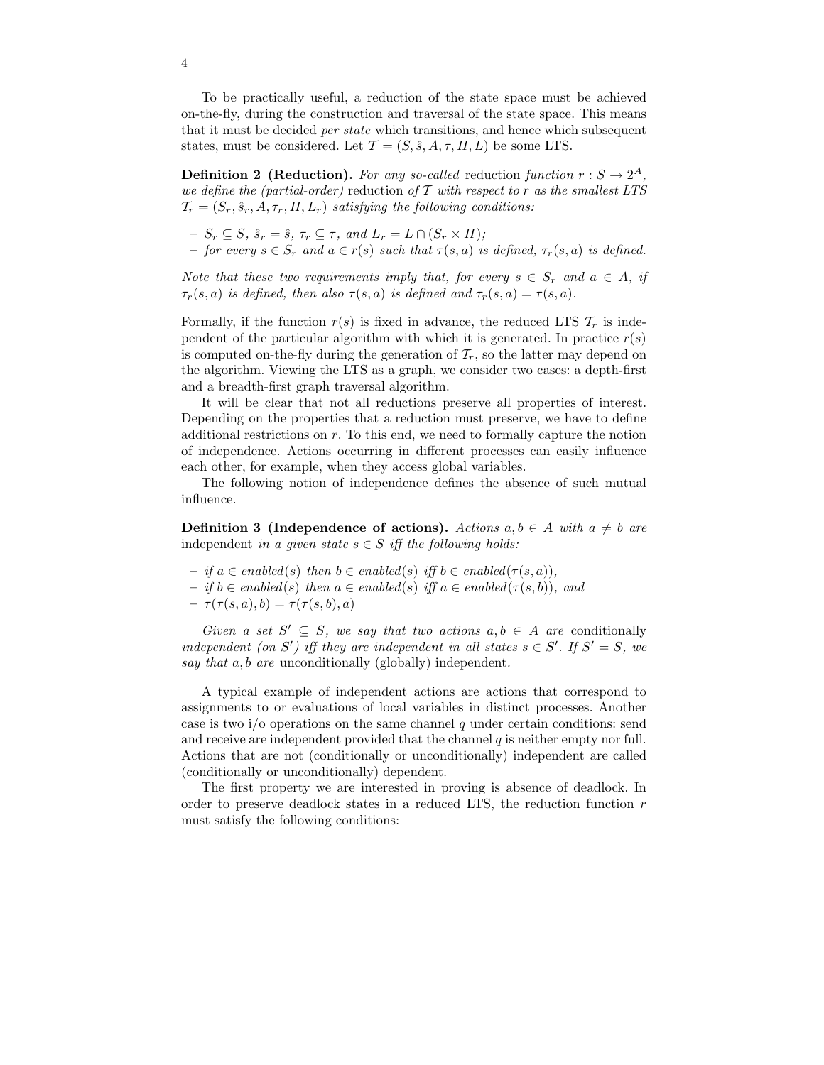To be practically useful, a reduction of the state space must be achieved on-the-fly, during the construction and traversal of the state space. This means that it must be decided *per state* which transitions, and hence which subsequent states, must be considered. Let $\mathcal{T} = (S, \hat{s}, A, \tau, \Pi, L)$ be some LTS.

**Definition 2 (Reduction).** *For any so-called* reduction *function* $r : S \to 2^A$, *we define the (partial-order)* reduction *of* $\mathcal{T}$ *with respect to* $r$ *as the smallest LTS* $\mathcal{T}_r = (S_r, \hat{s}_r, A, \tau_r, \Pi, L_r)$ *satisfying the following conditions:*

- $S_r \subseteq S$, $\hat{s}_r = \hat{s}$, $\tau_r \subseteq \tau$, *and* $L_r = L \cap (S_r \times \Pi)$;
- *for every* $s \in S_r$ *and* $a \in r(s)$ *such that* $\tau(s, a)$ *is defined,* $\tau_r(s, a)$ *is defined.*

*Note that these two requirements imply that, for every* $s \in S_r$ *and* $a \in A$, *if* $\tau_r(s, a)$ *is defined, then also* $\tau(s, a)$ *is defined and* $\tau_r(s, a) = \tau(s, a)$.

Formally, if the function $r(s)$ is fixed in advance, the reduced LTS $\mathcal{T}_r$ is independent of the particular algorithm with which it is generated. In practice $r(s)$ is computed on-the-fly during the generation of $\mathcal{T}_r$, so the latter may depend on the algorithm. Viewing the LTS as a graph, we consider two cases: a depth-first and a breadth-first graph traversal algorithm.

It will be clear that not all reductions preserve all properties of interest. Depending on the properties that a reduction must preserve, we have to define additional restrictions on $r$. To this end, we need to formally capture the notion of independence. Actions occurring in different processes can easily influence each other, for example, when they access global variables.

The following notion of independence defines the absence of such mutual influence.

**Definition 3 (Independence of actions).** *Actions* $a, b \in A$ *with* $a \neq b$ *are* independent *in a given state* $s \in S$ *iff the following holds:*

- *if* $a \in enabled(s)$ *then* $b \in enabled(s)$ *iff* $b \in enabled(\tau(s, a))$,
- *if* $b \in enabled(s)$ *then* $a \in enabled(s)$ *iff* $a \in enabled(\tau(s, b))$, *and*
- $\tau(\tau(s, a), b) = \tau(\tau(s, b), a)$

*Given a set* $S' \subseteq S$, *we say that two actions* $a, b \in A$ *are* conditionally independent *(on* $S'$*) iff they are independent in all states* $s \in S'$. *If* $S' = S$, *we say that* $a, b$ *are* unconditionally *(globally)* independent.

A typical example of independent actions are actions that correspond to assignments to or evaluations of local variables in distinct processes. Another case is two i/o operations on the same channel $q$ under certain conditions: send and receive are independent provided that the channel $q$ is neither empty nor full. Actions that are not (conditionally or unconditionally) independent are called (conditionally or unconditionally) dependent.

The first property we are interested in proving is absence of deadlock. In order to preserve deadlock states in a reduced LTS, the reduction function $r$ must satisfy the following conditions: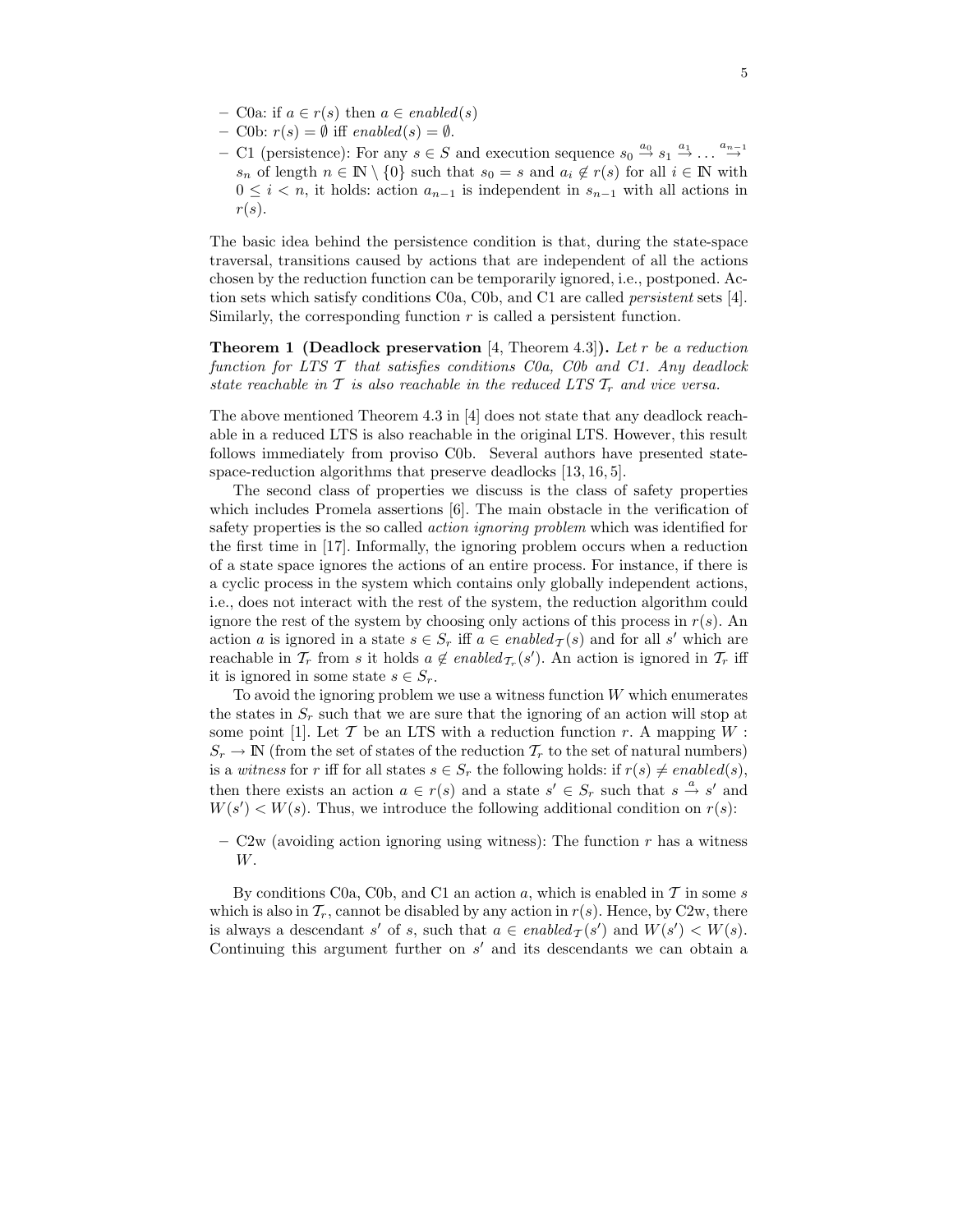- C0a: if $a \in r(s)$ then $a \in \mathit{enabled}(s)$
- C0b: $r(s) = \emptyset$ iff $\mathit{enabled}(s) = \emptyset$.
- C1 (persistence): For any $s \in S$ and execution sequence $s_0 \xrightarrow{a_0} s_1 \xrightarrow{a_1} \dots \xrightarrow{a_{n-1}} s_n$ of length $n \in \mathbb{N} \setminus \{0\}$ such that $s_0 = s$ and $a_i \notin r(s)$ for all $i \in \mathbb{N}$ with $0 \leq i < n$, it holds: action $a_{n-1}$ is independent in $s_{n-1}$ with all actions in $r(s)$.

The basic idea behind the persistence condition is that, during the state-space traversal, transitions caused by actions that are independent of all the actions chosen by the reduction function can be temporarily ignored, i.e., postponed. Action sets which satisfy conditions C0a, C0b, and C1 are called *persistent* sets [4]. Similarly, the corresponding function $r$ is called a persistent function.

**Theorem 1 (Deadlock preservation** [4, Theorem 4.3]**).** *Let $r$ be a reduction function for LTS $\mathcal{T}$ that satisfies conditions C0a, C0b and C1. Any deadlock state reachable in $\mathcal{T}$ is also reachable in the reduced LTS $\mathcal{T}_r$ and vice versa.*

The above mentioned Theorem 4.3 in [4] does not state that any deadlock reachable in a reduced LTS is also reachable in the original LTS. However, this result follows immediately from proviso C0b. Several authors have presented state-space-reduction algorithms that preserve deadlocks [13, 16, 5].

The second class of properties we discuss is the class of safety properties which includes Promela assertions [6]. The main obstacle in the verification of safety properties is the so called *action ignoring problem* which was identified for the first time in [17]. Informally, the ignoring problem occurs when a reduction of a state space ignores the actions of an entire process. For instance, if there is a cyclic process in the system which contains only globally independent actions, i.e., does not interact with the rest of the system, the reduction algorithm could ignore the rest of the system by choosing only actions of this process in $r(s)$. An action $a$ is ignored in a state $s \in S_r$ iff $a \in \mathit{enabled}_{\mathcal{T}}(s)$ and for all $s'$ which are reachable in $\mathcal{T}_r$ from $s$ it holds $a \notin \mathit{enabled}_{\mathcal{T}_r}(s')$. An action is ignored in $\mathcal{T}_r$ iff it is ignored in some state $s \in S_r$.

To avoid the ignoring problem we use a witness function $W$ which enumerates the states in $S_r$ such that we are sure that the ignoring of an action will stop at some point [1]. Let $\mathcal{T}$ be an LTS with a reduction function $r$. A mapping $W : S_r \rightarrow \mathbb{N}$ (from the set of states of the reduction $\mathcal{T}_r$ to the set of natural numbers) is a *witness* for $r$ iff for all states $s \in S_r$ the following holds: if $r(s) \neq \mathit{enabled}(s)$, then there exists an action $a \in r(s)$ and a state $s' \in S_r$ such that $s \xrightarrow{a} s'$ and $W(s') < W(s)$. Thus, we introduce the following additional condition on $r(s)$:

- C2w (avoiding action ignoring using witness): The function $r$ has a witness $W$.

By conditions C0a, C0b, and C1 an action $a$, which is enabled in $\mathcal{T}$ in some $s$ which is also in $\mathcal{T}_r$, cannot be disabled by any action in $r(s)$. Hence, by C2w, there is always a descendant $s'$ of $s$, such that $a \in \mathit{enabled}_{\mathcal{T}}(s')$ and $W(s') < W(s)$. Continuing this argument further on $s'$ and its descendants we can obtain a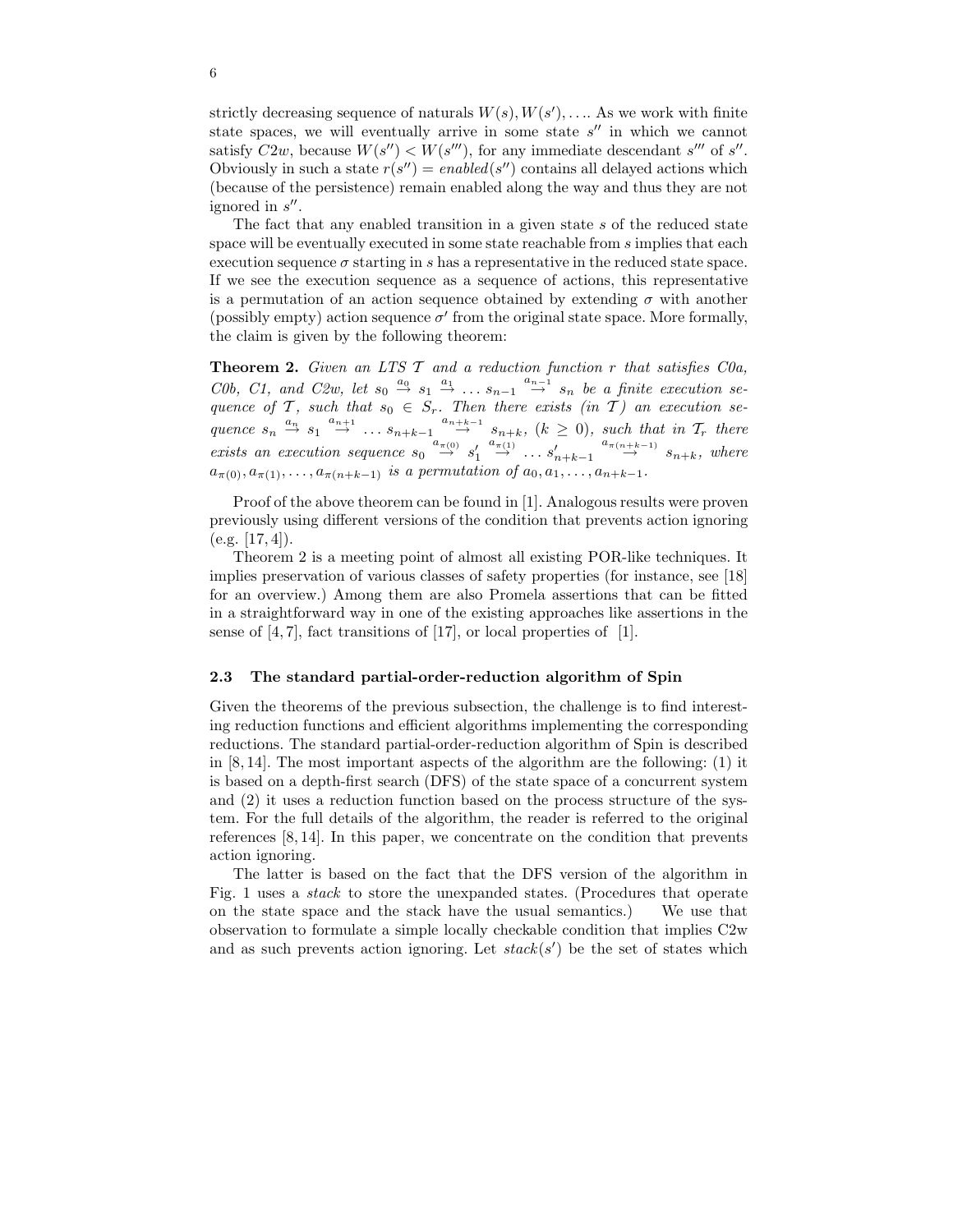strictly decreasing sequence of naturals $W(s), W(s'), \ldots$. As we work with finite state spaces, we will eventually arrive in some state $s''$ in which we cannot satisfy $C2w$, because $W(s'') < W(s''')$, for any immediate descendant $s'''$ of $s''$. Obviously in such a state $r(s'') = \mathit{enabled}(s'')$ contains all delayed actions which (because of the persistence) remain enabled along the way and thus they are not ignored in $s''$.

The fact that any enabled transition in a given state $s$ of the reduced state space will be eventually executed in some state reachable from $s$ implies that each execution sequence $\sigma$ starting in $s$ has a representative in the reduced state space. If we see the execution sequence as a sequence of actions, this representative is a permutation of an action sequence obtained by extending $\sigma$ with another (possibly empty) action sequence $\sigma'$ from the original state space. More formally, the claim is given by the following theorem:

**Theorem 2.** *Given an LTS $\mathcal{T}$ and a reduction function $r$ that satisfies C0a, C0b, C1, and C2w, let $s_0 \stackrel{a_0}{\rightarrow} s_1 \stackrel{a_1}{\rightarrow} \ldots s_{n-1} \stackrel{a_{n-1}}{\rightarrow} s_n$ be a finite execution sequence of $\mathcal{T}$, such that $s_0 \in S_r$. Then there exists (in $\mathcal{T}$) an execution sequence $s_n \stackrel{a_n}{\rightarrow} s_1 \stackrel{a_{n+1}}{\rightarrow} \ldots s_{n+k-1} \stackrel{a_{n+k-1}}{\rightarrow} s_{n+k}$, ($k \geq 0$), such that in $\mathcal{T}_r$ there exists an execution sequence $s_0 \stackrel{a_{\pi(0)}}{\rightarrow} s'_1 \stackrel{a_{\pi(1)}}{\rightarrow} \ldots s'_{n+k-1} \stackrel{a_{\pi(n+k-1)}}{\rightarrow} s_{n+k}$, where $a_{\pi(0)}, a_{\pi(1)}, \ldots, a_{\pi(n+k-1)}$ is a permutation of $a_0, a_1, \ldots, a_{n+k-1}$.*

Proof of the above theorem can be found in [1]. Analogous results were proven previously using different versions of the condition that prevents action ignoring (e.g. [17, 4]).

Theorem 2 is a meeting point of almost all existing POR-like techniques. It implies preservation of various classes of safety properties (for instance, see [18] for an overview.) Among them are also Promela assertions that can be fitted in a straightforward way in one of the existing approaches like assertions in the sense of [4, 7], fact transitions of [17], or local properties of [1].

### 2.3 The standard partial-order-reduction algorithm of Spin

Given the theorems of the previous subsection, the challenge is to find interesting reduction functions and efficient algorithms implementing the corresponding reductions. The standard partial-order-reduction algorithm of Spin is described in [8, 14]. The most important aspects of the algorithm are the following: (1) it is based on a depth-first search (DFS) of the state space of a concurrent system and (2) it uses a reduction function based on the process structure of the system. For the full details of the algorithm, the reader is referred to the original references [8, 14]. In this paper, we concentrate on the condition that prevents action ignoring.

The latter is based on the fact that the DFS version of the algorithm in Fig. 1 uses a *stack* to store the unexpanded states. (Procedures that operate on the state space and the stack have the usual semantics.) We use that observation to formulate a simple locally checkable condition that implies C2w and as such prevents action ignoring. Let $\mathit{stack}(s')$ be the set of states which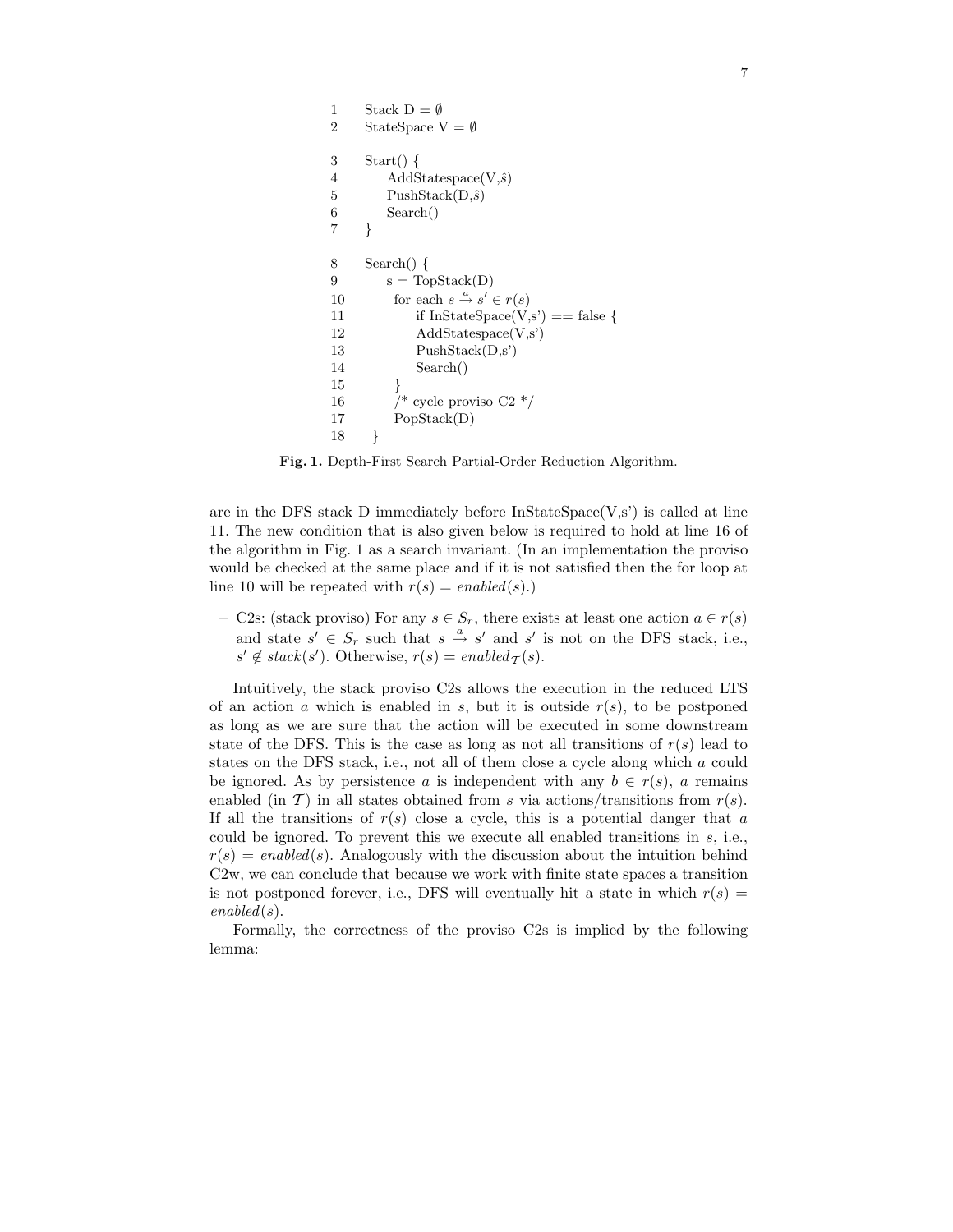```
1     Stack D = ∅
2     StateSpace V = ∅

3     Start() {
4         AddStatespace(V,ŝ)
5         PushStack(D,ŝ)
6         Search()
7     }

8     Search() {
9         s = TopStack(D)
10        for each s -a-> s' ∈ r(s)
11            if InStateSpace(V,s') == false {
12            AddStatespace(V,s')
13            PushStack(D,s')
14            Search()
15        }
16        /* cycle proviso C2 */
17        PopStack(D)
18    }
```

**Fig. 1.** Depth-First Search Partial-Order Reduction Algorithm.

are in the DFS stack D immediately before InStateSpace(V,s') is called at line 11. The new condition that is also given below is required to hold at line 16 of the algorithm in Fig. 1 as a search invariant. (In an implementation the proviso would be checked at the same place and if it is not satisfied then the for loop at line 10 will be repeated with $r(s) = \mathit{enabled}(s)$.)

- C2s: (stack proviso) For any $s \in S_r$, there exists at least one action $a \in r(s)$ and state $s' \in S_r$ such that $s \xrightarrow{a} s'$ and $s'$ is not on the DFS stack, i.e., $s' \notin \mathit{stack}(s')$. Otherwise, $r(s) = \mathit{enabled}_{\mathcal{T}}(s)$.

Intuitively, the stack proviso C2s allows the execution in the reduced LTS of an action $a$ which is enabled in $s$, but it is outside $r(s)$, to be postponed as long as we are sure that the action will be executed in some downstream state of the DFS. This is the case as long as not all transitions of $r(s)$ lead to states on the DFS stack, i.e., not all of them close a cycle along which $a$ could be ignored. As by persistence $a$ is independent with any $b \in r(s)$, $a$ remains enabled (in $\mathcal{T}$) in all states obtained from $s$ via actions/transitions from $r(s)$. If all the transitions of $r(s)$ close a cycle, this is a potential danger that $a$ could be ignored. To prevent this we execute all enabled transitions in $s$, i.e., $r(s) = \mathit{enabled}(s)$. Analogously with the discussion about the intuition behind C2w, we can conclude that because we work with finite state spaces a transition is not postponed forever, i.e., DFS will eventually hit a state in which $r(s) = \mathit{enabled}(s)$.

Formally, the correctness of the proviso C2s is implied by the following lemma: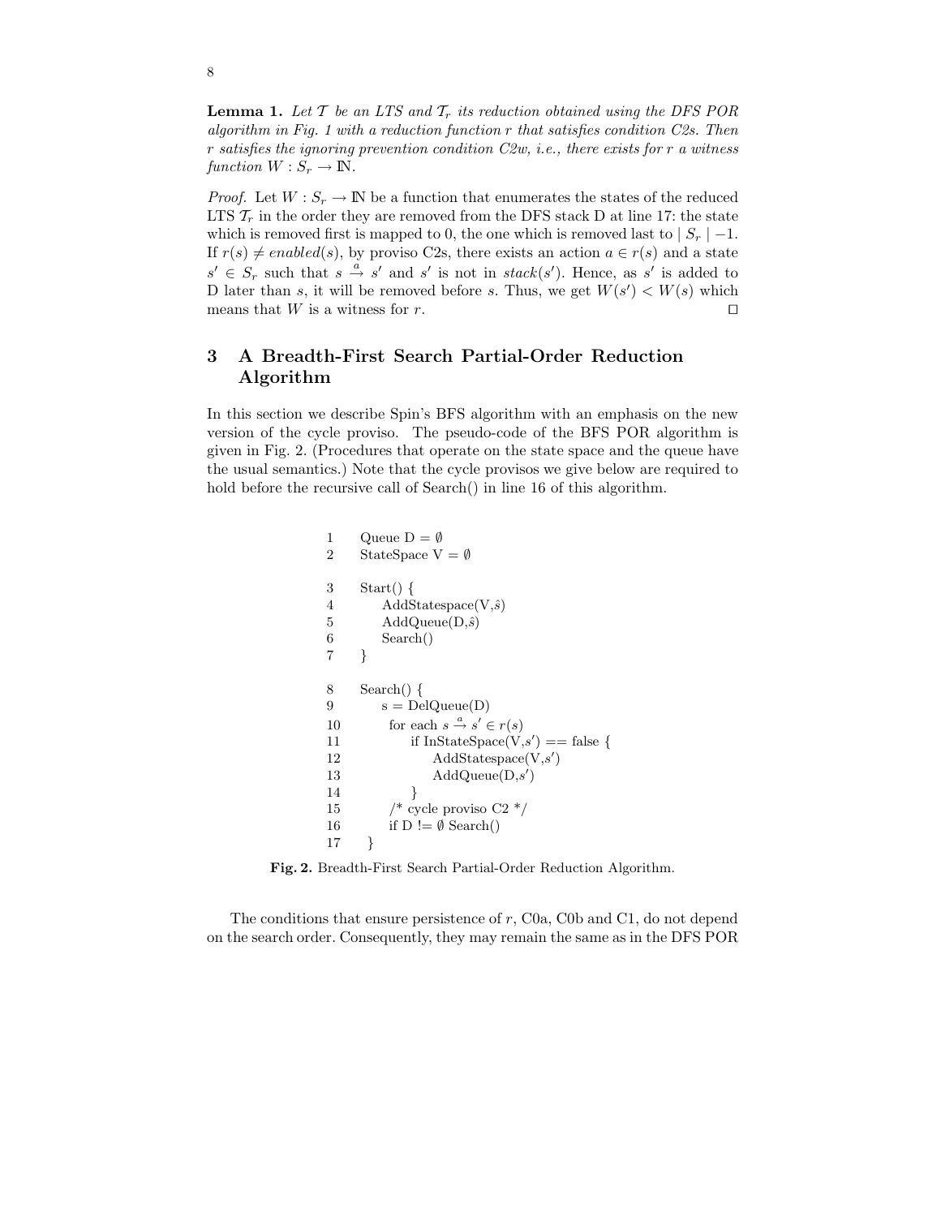**Lemma 1.** *Let $\mathcal{T}$ be an LTS and $\mathcal{T}_r$ its reduction obtained using the DFS POR algorithm in Fig. 1 with a reduction function r that satisfies condition C2s. Then r satisfies the ignoring prevention condition C2w, i.e., there exists for r a witness function $W : S_r \rightarrow \mathbb{N}$.*

*Proof.* Let $W : S_r \rightarrow \mathbb{N}$ be a function that enumerates the states of the reduced LTS $\mathcal{T}_r$ in the order they are removed from the DFS stack D at line 17: the state which is removed first is mapped to 0, the one which is removed last to $| S_r | -1$. If $r(s) \neq \mathit{enabled}(s)$, by proviso C2s, there exists an action $a \in r(s)$ and a state $s' \in S_r$ such that $s \xrightarrow{a} s'$ and $s'$ is not in $\mathit{stack}(s')$. Hence, as $s'$ is added to D later than $s$, it will be removed before $s$. Thus, we get $W(s') < W(s)$ which means that $W$ is a witness for $r$. □

## 3 A Breadth-First Search Partial-Order Reduction Algorithm

In this section we describe Spin's BFS algorithm with an emphasis on the new version of the cycle proviso. The pseudo-code of the BFS POR algorithm is given in Fig. 2. (Procedures that operate on the state space and the queue have the usual semantics.) Note that the cycle provisos we give below are required to hold before the recursive call of Search() in line 16 of this algorithm.

```
1    Queue D = ∅
2    StateSpace V = ∅

3    Start() {
4        AddStatespace(V,ŝ)
5        AddQueue(D,ŝ)
6        Search()
7    }

8    Search() {
9        s = DelQueue(D)
10         for each s -a-> s' ∈ r(s)
11             if InStateSpace(V,s') == false {
12                 AddStatespace(V,s')
13                 AddQueue(D,s')
14             }
15         /* cycle proviso C2 */
16         if D != ∅ Search()
17     }
```

**Fig. 2.** Breadth-First Search Partial-Order Reduction Algorithm.

The conditions that ensure persistence of $r$, C0a, C0b and C1, do not depend on the search order. Consequently, they may remain the same as in the DFS POR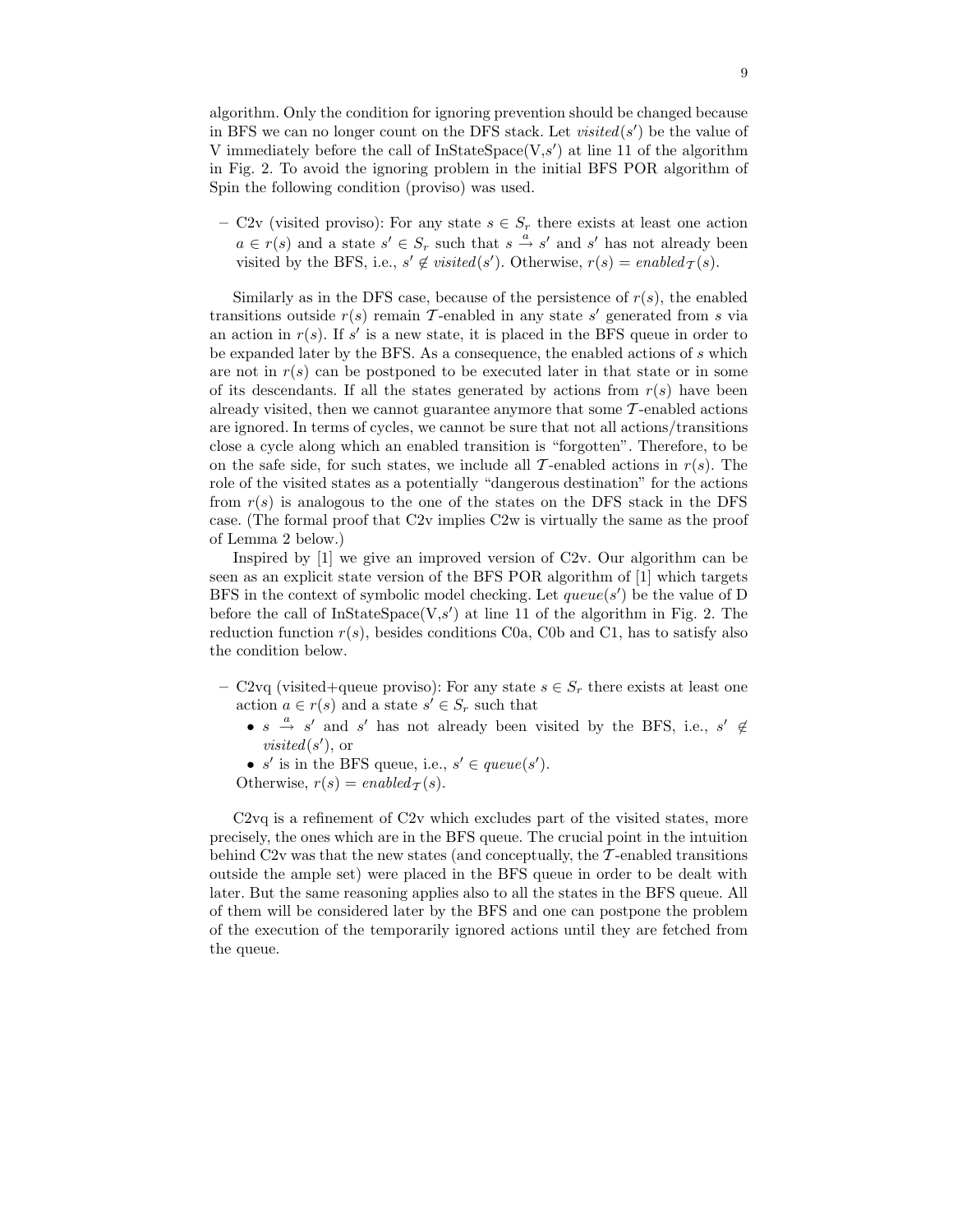algorithm. Only the condition for ignoring prevention should be changed because in BFS we can no longer count on the DFS stack. Let $visited(s')$ be the value of V immediately before the call of InStateSpace(V,$s'$) at line 11 of the algorithm in Fig. 2. To avoid the ignoring problem in the initial BFS POR algorithm of Spin the following condition (proviso) was used.

– C2v (visited proviso): For any state $s \in S_r$ there exists at least one action $a \in r(s)$ and a state $s' \in S_r$ such that $s \xrightarrow{a} s'$ and $s'$ has not already been visited by the BFS, i.e., $s' \notin visited(s')$. Otherwise, $r(s) = enabled_{\mathcal{T}}(s)$.

Similarly as in the DFS case, because of the persistence of $r(s)$, the enabled transitions outside $r(s)$ remain $\mathcal{T}$-enabled in any state $s'$ generated from $s$ via an action in $r(s)$. If $s'$ is a new state, it is placed in the BFS queue in order to be expanded later by the BFS. As a consequence, the enabled actions of $s$ which are not in $r(s)$ can be postponed to be executed later in that state or in some of its descendants. If all the states generated by actions from $r(s)$ have been already visited, then we cannot guarantee anymore that some $\mathcal{T}$-enabled actions are ignored. In terms of cycles, we cannot be sure that not all actions/transitions close a cycle along which an enabled transition is "forgotten". Therefore, to be on the safe side, for such states, we include all $\mathcal{T}$-enabled actions in $r(s)$. The role of the visited states as a potentially "dangerous destination" for the actions from $r(s)$ is analogous to the one of the states on the DFS stack in the DFS case. (The formal proof that C2v implies C2w is virtually the same as the proof of Lemma 2 below.)

Inspired by [1] we give an improved version of C2v. Our algorithm can be seen as an explicit state version of the BFS POR algorithm of [1] which targets BFS in the context of symbolic model checking. Let $queue(s')$ be the value of D before the call of InStateSpace(V,$s'$) at line 11 of the algorithm in Fig. 2. The reduction function $r(s)$, besides conditions C0a, C0b and C1, has to satisfy also the condition below.

– C2vq (visited+queue proviso): For any state $s \in S_r$ there exists at least one action $a \in r(s)$ and a state $s' \in S_r$ such that
  - $s \xrightarrow{a} s'$ and $s'$ has not already been visited by the BFS, i.e., $s' \notin visited(s')$, or
  - $s'$ is in the BFS queue, i.e., $s' \in queue(s')$.

  Otherwise, $r(s) = enabled_{\mathcal{T}}(s)$.

C2vq is a refinement of C2v which excludes part of the visited states, more precisely, the ones which are in the BFS queue. The crucial point in the intuition behind C2v was that the new states (and conceptually, the $\mathcal{T}$-enabled transitions outside the ample set) were placed in the BFS queue in order to be dealt with later. But the same reasoning applies also to all the states in the BFS queue. All of them will be considered later by the BFS and one can postpone the problem of the execution of the temporarily ignored actions until they are fetched from the queue.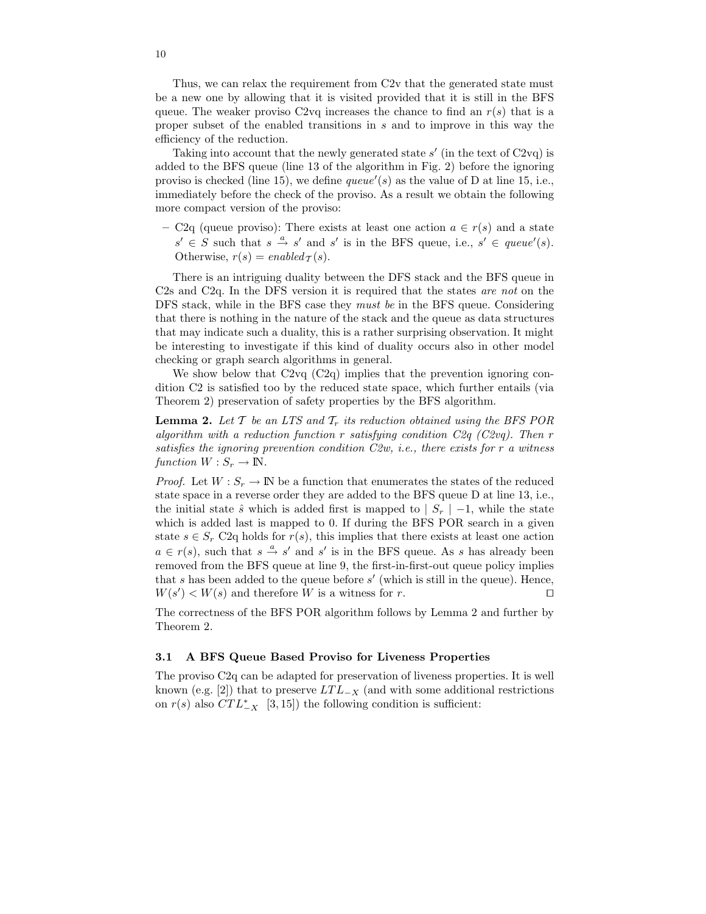Thus, we can relax the requirement from C2v that the generated state must be a new one by allowing that it is visited provided that it is still in the BFS queue. The weaker proviso C2vq increases the chance to find an $r(s)$ that is a proper subset of the enabled transitions in $s$ and to improve in this way the efficiency of the reduction.

Taking into account that the newly generated state $s'$ (in the text of C2vq) is added to the BFS queue (line 13 of the algorithm in Fig. 2) before the ignoring proviso is checked (line 15), we define $queue'(s)$ as the value of D at line 15, i.e., immediately before the check of the proviso. As a result we obtain the following more compact version of the proviso:

- C2q (queue proviso): There exists at least one action $a \in r(s)$ and a state $s' \in S$ such that $s \xrightarrow{a} s'$ and $s'$ is in the BFS queue, i.e., $s' \in queue'(s)$. Otherwise, $r(s) = enabled_{\mathcal{T}}(s)$.

There is an intriguing duality between the DFS stack and the BFS queue in C2s and C2q. In the DFS version it is required that the states *are not* on the DFS stack, while in the BFS case they *must be* in the BFS queue. Considering that there is nothing in the nature of the stack and the queue as data structures that may indicate such a duality, this is a rather surprising observation. It might be interesting to investigate if this kind of duality occurs also in other model checking or graph search algorithms in general.

We show below that C2vq (C2q) implies that the prevention ignoring condition C2 is satisfied too by the reduced state space, which further entails (via Theorem 2) preservation of safety properties by the BFS algorithm.

**Lemma 2.** *Let $\mathcal{T}$ be an LTS and $\mathcal{T}_r$ its reduction obtained using the BFS POR algorithm with a reduction function $r$ satisfying condition C2q (C2vq). Then $r$ satisfies the ignoring prevention condition C2w, i.e., there exists for $r$ a witness function $W : S_r \rightarrow \mathbb{N}$.*

*Proof.* Let $W : S_r \rightarrow \mathbb{N}$ be a function that enumerates the states of the reduced state space in a reverse order they are added to the BFS queue D at line 13, i.e., the initial state $\hat{s}$ which is added first is mapped to $\mid S_r \mid -1$, while the state which is added last is mapped to 0. If during the BFS POR search in a given state $s \in S_r$ C2q holds for $r(s)$, this implies that there exists at least one action $a \in r(s)$, such that $s \xrightarrow{a} s'$ and $s'$ is in the BFS queue. As $s$ has already been removed from the BFS queue at line 9, the first-in-first-out queue policy implies that $s$ has been added to the queue before $s'$ (which is still in the queue). Hence, $W(s') < W(s)$ and therefore $W$ is a witness for $r$. ◻

The correctness of the BFS POR algorithm follows by Lemma 2 and further by Theorem 2.

### 3.1 A BFS Queue Based Proviso for Liveness Properties

The proviso C2q can be adapted for preservation of liveness properties. It is well known (e.g. [2]) that to preserve $LTL_{-X}$ (and with some additional restrictions on $r(s)$ also $CTL^*_{-X}$ [3, 15]) the following condition is sufficient: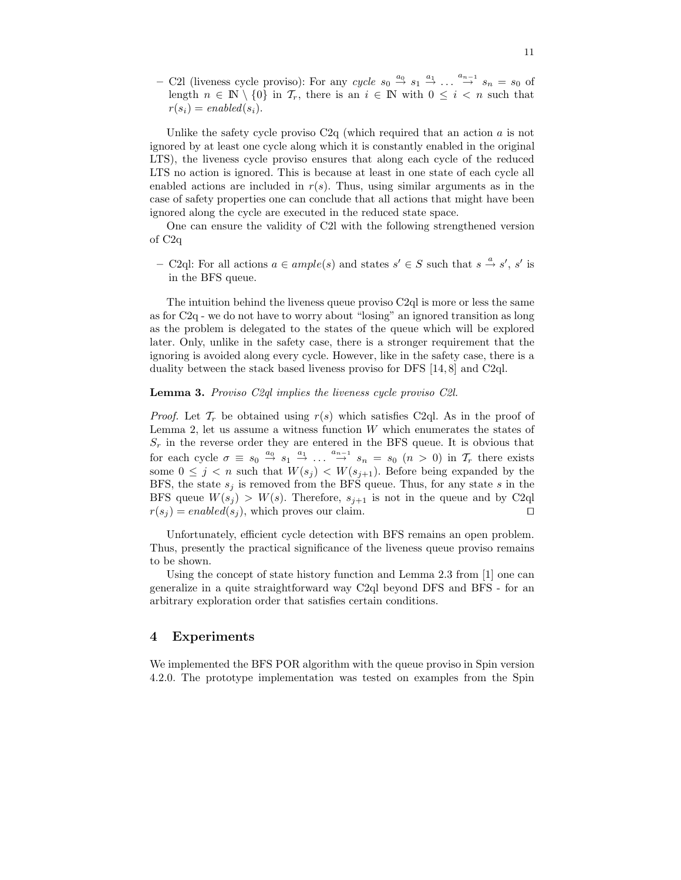– C2l (liveness cycle proviso): For any *cycle* $s_0 \stackrel{a_0}{\rightarrow} s_1 \stackrel{a_1}{\rightarrow} \ldots \stackrel{a_{n-1}}{\rightarrow} s_n = s_0$ of length $n \in \mathbb{N} \setminus \{0\}$ in $\mathcal{T}_r$, there is an $i \in \mathbb{N}$ with $0 \leq i < n$ such that $r(s_i) = enabled(s_i)$.

Unlike the safety cycle proviso C2q (which required that an action $a$ is not ignored by at least one cycle along which it is constantly enabled in the original LTS), the liveness cycle proviso ensures that along each cycle of the reduced LTS no action is ignored. This is because at least in one state of each cycle all enabled actions are included in $r(s)$. Thus, using similar arguments as in the case of safety properties one can conclude that all actions that might have been ignored along the cycle are executed in the reduced state space.

One can ensure the validity of C2l with the following strengthened version of C2q

– C2ql: For all actions $a \in ample(s)$ and states $s' \in S$ such that $s \stackrel{a}{\rightarrow} s'$, $s'$ is in the BFS queue.

The intuition behind the liveness queue proviso C2ql is more or less the same as for C2q - we do not have to worry about "losing" an ignored transition as long as the problem is delegated to the states of the queue which will be explored later. Only, unlike in the safety case, there is a stronger requirement that the ignoring is avoided along every cycle. However, like in the safety case, there is a duality between the stack based liveness proviso for DFS [14, 8] and C2ql.

**Lemma 3.** *Proviso C2ql implies the liveness cycle proviso C2l.*

*Proof.* Let $\mathcal{T}_r$ be obtained using $r(s)$ which satisfies C2ql. As in the proof of Lemma 2, let us assume a witness function $W$ which enumerates the states of $S_r$ in the reverse order they are entered in the BFS queue. It is obvious that for each cycle $\sigma \equiv s_0 \stackrel{a_0}{\rightarrow} s_1 \stackrel{a_1}{\rightarrow} \ldots \stackrel{a_{n-1}}{\rightarrow} s_n = s_0$ $(n > 0)$ in $\mathcal{T}_r$ there exists some $0 \leq j < n$ such that $W(s_j) < W(s_{j+1})$. Before being expanded by the BFS, the state $s_j$ is removed from the BFS queue. Thus, for any state $s$ in the BFS queue $W(s_j) > W(s)$. Therefore, $s_{j+1}$ is not in the queue and by C2ql $r(s_j) = enabled(s_j)$, which proves our claim. ◻

Unfortunately, efficient cycle detection with BFS remains an open problem. Thus, presently the practical significance of the liveness queue proviso remains to be shown.

Using the concept of state history function and Lemma 2.3 from [1] one can generalize in a quite straightforward way C2ql beyond DFS and BFS - for an arbitrary exploration order that satisfies certain conditions.

## 4 Experiments

We implemented the BFS POR algorithm with the queue proviso in Spin version 4.2.0. The prototype implementation was tested on examples from the Spin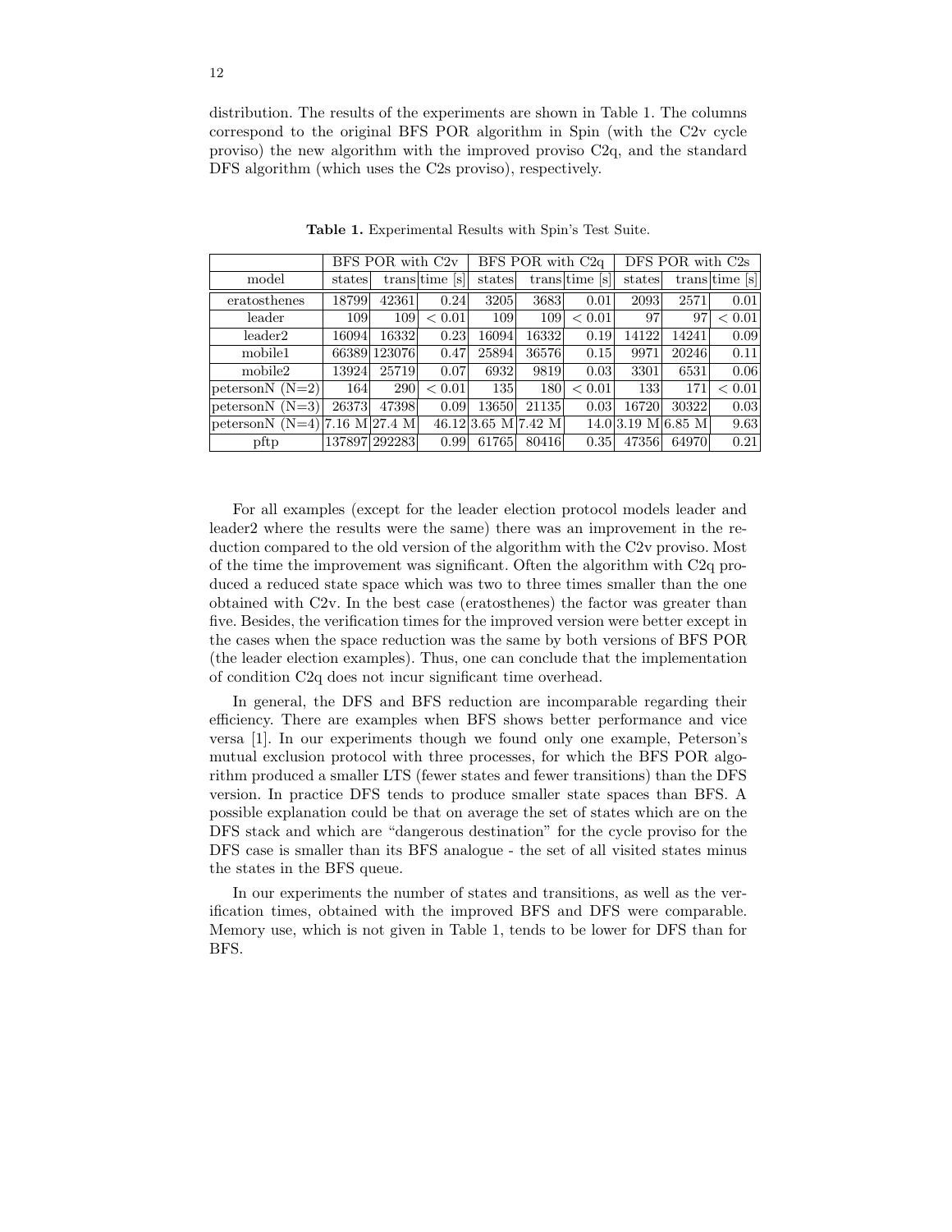distribution. The results of the experiments are shown in Table 1. The columns correspond to the original BFS POR algorithm in Spin (with the C2v cycle proviso) the new algorithm with the improved proviso C2q, and the standard DFS algorithm (which uses the C2s proviso), respectively.

**Table 1.** Experimental Results with Spin's Test Suite.

| | BFS POR with C2v | | | BFS POR with C2q | | | DFS POR with C2s | | |
|---|---|---|---|---|---|---|---|---|---|
| model | states | trans | time [s] | states | trans | time [s] | states | trans | time [s] |
| eratosthenes | 18799 | 42361 | 0.24 | 3205 | 3683 | 0.01 | 2093 | 2571 | 0.01 |
| leader | 109 | 109 | $< 0.01$ | 109 | 109 | $< 0.01$ | 97 | 97 | $< 0.01$ |
| leader2 | 16094 | 16332 | 0.23 | 16094 | 16332 | 0.19 | 14122 | 14241 | 0.09 |
| mobile1 | 66389 | 123076 | 0.47 | 25894 | 36576 | 0.15 | 9971 | 20246 | 0.11 |
| mobile2 | 13924 | 25719 | 0.07 | 6932 | 9819 | 0.03 | 3301 | 6531 | 0.06 |
| petersonN (N=2) | 164 | 290 | $< 0.01$ | 135 | 180 | $< 0.01$ | 133 | 171 | $< 0.01$ |
| petersonN (N=3) | 26373 | 47398 | 0.09 | 13650 | 21135 | 0.03 | 16720 | 30322 | 0.03 |
| petersonN (N=4) | 7.16 M | 27.4 M | 46.12 | 3.65 M | 7.42 M | 14.0 | 3.19 M | 6.85 M | 9.63 |
| pftp | 137897 | 292283 | 0.99 | 61765 | 80416 | 0.35 | 47356 | 64970 | 0.21 |

For all examples (except for the leader election protocol models leader and leader2 where the results were the same) there was an improvement in the reduction compared to the old version of the algorithm with the C2v proviso. Most of the time the improvement was significant. Often the algorithm with C2q produced a reduced state space which was two to three times smaller than the one obtained with C2v. In the best case (eratosthenes) the factor was greater than five. Besides, the verification times for the improved version were better except in the cases when the space reduction was the same by both versions of BFS POR (the leader election examples). Thus, one can conclude that the implementation of condition C2q does not incur significant time overhead.

In general, the DFS and BFS reduction are incomparable regarding their efficiency. There are examples when BFS shows better performance and vice versa [1]. In our experiments though we found only one example, Peterson's mutual exclusion protocol with three processes, for which the BFS POR algorithm produced a smaller LTS (fewer states and fewer transitions) than the DFS version. In practice DFS tends to produce smaller state spaces than BFS. A possible explanation could be that on average the set of states which are on the DFS stack and which are "dangerous destination" for the cycle proviso for the DFS case is smaller than its BFS analogue - the set of all visited states minus the states in the BFS queue.

In our experiments the number of states and transitions, as well as the verification times, obtained with the improved BFS and DFS were comparable. Memory use, which is not given in Table 1, tends to be lower for DFS than for BFS.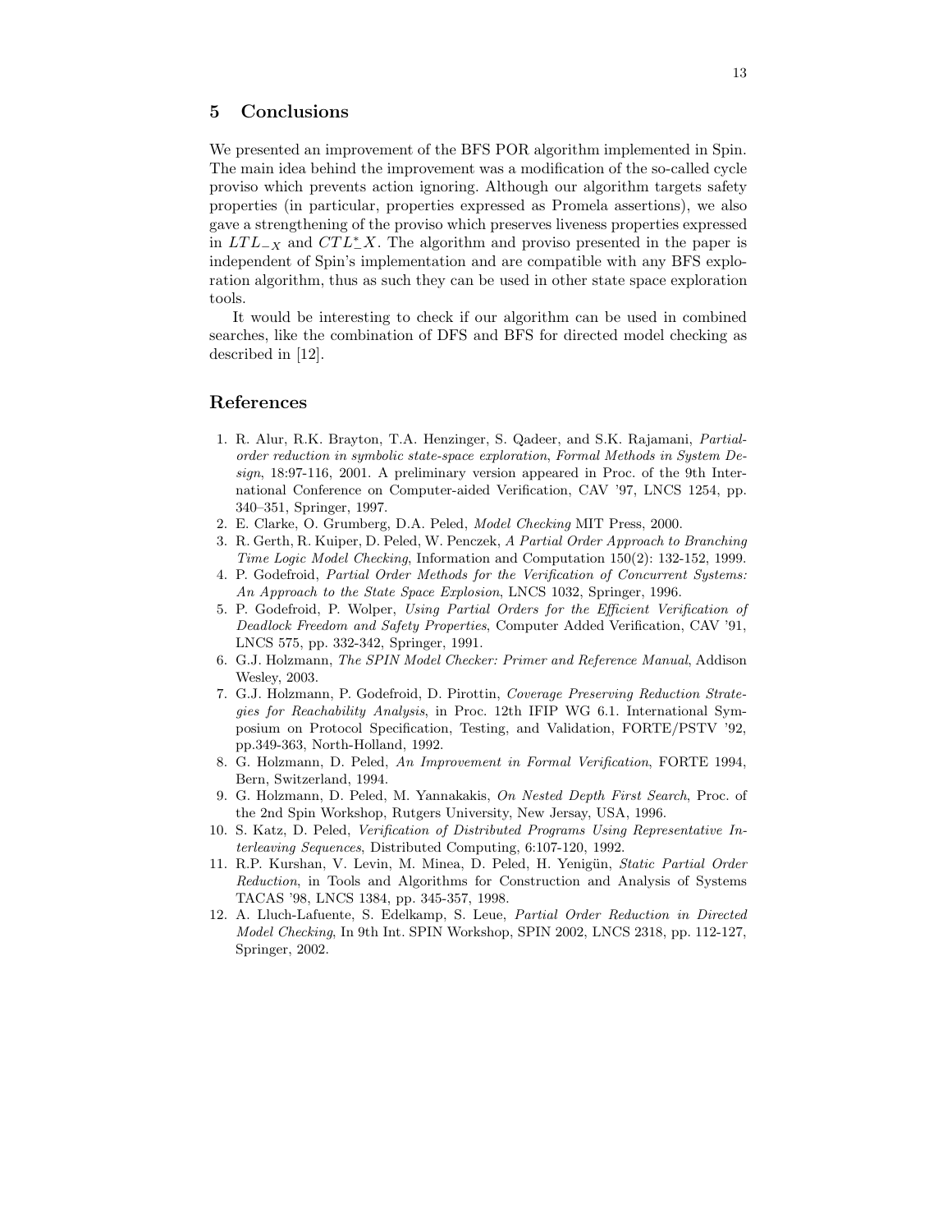## 5 Conclusions

We presented an improvement of the BFS POR algorithm implemented in Spin. The main idea behind the improvement was a modification of the so-called cycle proviso which prevents action ignoring. Although our algorithm targets safety properties (in particular, properties expressed as Promela assertions), we also gave a strengthening of the proviso which preserves liveness properties expressed in $LTL_{-X}$ and $CTL^*_{-}X$. The algorithm and proviso presented in the paper is independent of Spin's implementation and are compatible with any BFS exploration algorithm, thus as such they can be used in other state space exploration tools.

It would be interesting to check if our algorithm can be used in combined searches, like the combination of DFS and BFS for directed model checking as described in [12].

## References

1. R. Alur, R.K. Brayton, T.A. Henzinger, S. Qadeer, and S.K. Rajamani, *Partial-order reduction in symbolic state-space exploration*, *Formal Methods in System Design*, 18:97-116, 2001. A preliminary version appeared in Proc. of the 9th International Conference on Computer-aided Verification, CAV '97, LNCS 1254, pp. 340–351, Springer, 1997.
2. E. Clarke, O. Grumberg, D.A. Peled, *Model Checking* MIT Press, 2000.
3. R. Gerth, R. Kuiper, D. Peled, W. Penczek, *A Partial Order Approach to Branching Time Logic Model Checking*, Information and Computation 150(2): 132-152, 1999.
4. P. Godefroid, *Partial Order Methods for the Verification of Concurrent Systems: An Approach to the State Space Explosion*, LNCS 1032, Springer, 1996.
5. P. Godefroid, P. Wolper, *Using Partial Orders for the Efficient Verification of Deadlock Freedom and Safety Properties*, Computer Added Verification, CAV '91, LNCS 575, pp. 332-342, Springer, 1991.
6. G.J. Holzmann, *The SPIN Model Checker: Primer and Reference Manual*, Addison Wesley, 2003.
7. G.J. Holzmann, P. Godefroid, D. Pirottin, *Coverage Preserving Reduction Strategies for Reachability Analysis*, in Proc. 12th IFIP WG 6.1. International Symposium on Protocol Specification, Testing, and Validation, FORTE/PSTV '92, pp.349-363, North-Holland, 1992.
8. G. Holzmann, D. Peled, *An Improvement in Formal Verification*, FORTE 1994, Bern, Switzerland, 1994.
9. G. Holzmann, D. Peled, M. Yannakakis, *On Nested Depth First Search*, Proc. of the 2nd Spin Workshop, Rutgers University, New Jersay, USA, 1996.
10. S. Katz, D. Peled, *Verification of Distributed Programs Using Representative Interleaving Sequences*, Distributed Computing, 6:107-120, 1992.
11. R.P. Kurshan, V. Levin, M. Minea, D. Peled, H. Yenigün, *Static Partial Order Reduction*, in Tools and Algorithms for Construction and Analysis of Systems TACAS '98, LNCS 1384, pp. 345-357, 1998.
12. A. Lluch-Lafuente, S. Edelkamp, S. Leue, *Partial Order Reduction in Directed Model Checking*, In 9th Int. SPIN Workshop, SPIN 2002, LNCS 2318, pp. 112-127, Springer, 2002.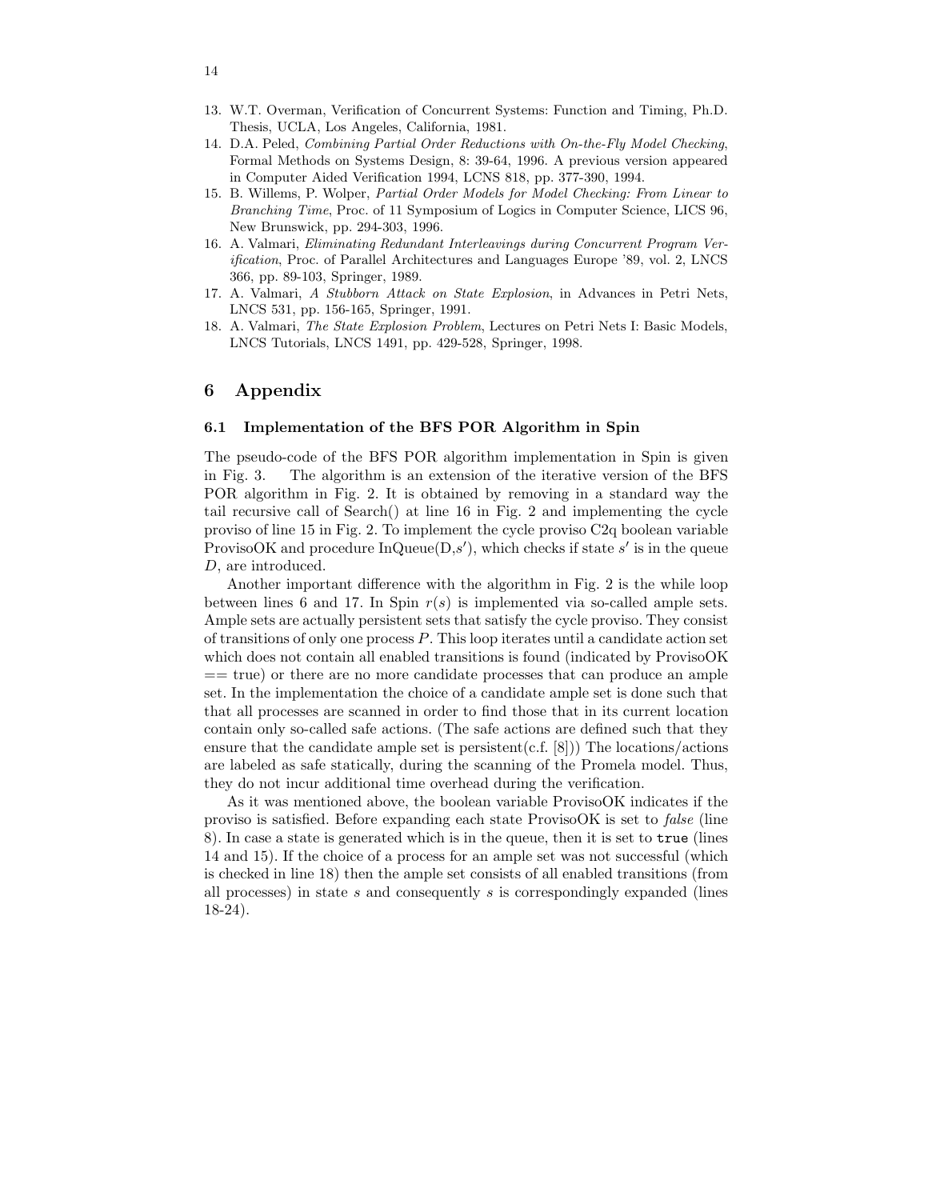13. W.T. Overman, Verification of Concurrent Systems: Function and Timing, Ph.D. Thesis, UCLA, Los Angeles, California, 1981.
14. D.A. Peled, *Combining Partial Order Reductions with On-the-Fly Model Checking*, Formal Methods on Systems Design, 8: 39-64, 1996. A previous version appeared in Computer Aided Verification 1994, LCNS 818, pp. 377-390, 1994.
15. B. Willems, P. Wolper, *Partial Order Models for Model Checking: From Linear to Branching Time*, Proc. of 11 Symposium of Logics in Computer Science, LICS 96, New Brunswick, pp. 294-303, 1996.
16. A. Valmari, *Eliminating Redundant Interleavings during Concurrent Program Verification*, Proc. of Parallel Architectures and Languages Europe '89, vol. 2, LNCS 366, pp. 89-103, Springer, 1989.
17. A. Valmari, *A Stubborn Attack on State Explosion*, in Advances in Petri Nets, LNCS 531, pp. 156-165, Springer, 1991.
18. A. Valmari, *The State Explosion Problem*, Lectures on Petri Nets I: Basic Models, LNCS Tutorials, LNCS 1491, pp. 429-528, Springer, 1998.

# 6 Appendix

## 6.1 Implementation of the BFS POR Algorithm in Spin

The pseudo-code of the BFS POR algorithm implementation in Spin is given in Fig. 3. The algorithm is an extension of the iterative version of the BFS POR algorithm in Fig. 2. It is obtained by removing in a standard way the tail recursive call of Search() at line 16 in Fig. 2 and implementing the cycle proviso of line 15 in Fig. 2. To implement the cycle proviso C2q boolean variable ProvisoOK and procedure InQueue(D,$s'$), which checks if state $s'$ is in the queue $D$, are introduced.

Another important difference with the algorithm in Fig. 2 is the while loop between lines 6 and 17. In Spin $r(s)$ is implemented via so-called ample sets. Ample sets are actually persistent sets that satisfy the cycle proviso. They consist of transitions of only one process $P$. This loop iterates until a candidate action set which does not contain all enabled transitions is found (indicated by ProvisoOK == true) or there are no more candidate processes that can produce an ample set. In the implementation the choice of a candidate ample set is done such that that all processes are scanned in order to find those that in its current location contain only so-called safe actions. (The safe actions are defined such that they ensure that the candidate ample set is persistent(c.f. [8])) The locations/actions are labeled as safe statically, during the scanning of the Promela model. Thus, they do not incur additional time overhead during the verification.

As it was mentioned above, the boolean variable ProvisoOK indicates if the proviso is satisfied. Before expanding each state ProvisoOK is set to *false* (line 8). In case a state is generated which is in the queue, then it is set to `true` (lines 14 and 15). If the choice of a process for an ample set was not successful (which is checked in line 18) then the ample set consists of all enabled transitions (from all processes) in state $s$ and consequently $s$ is correspondingly expanded (lines 18-24).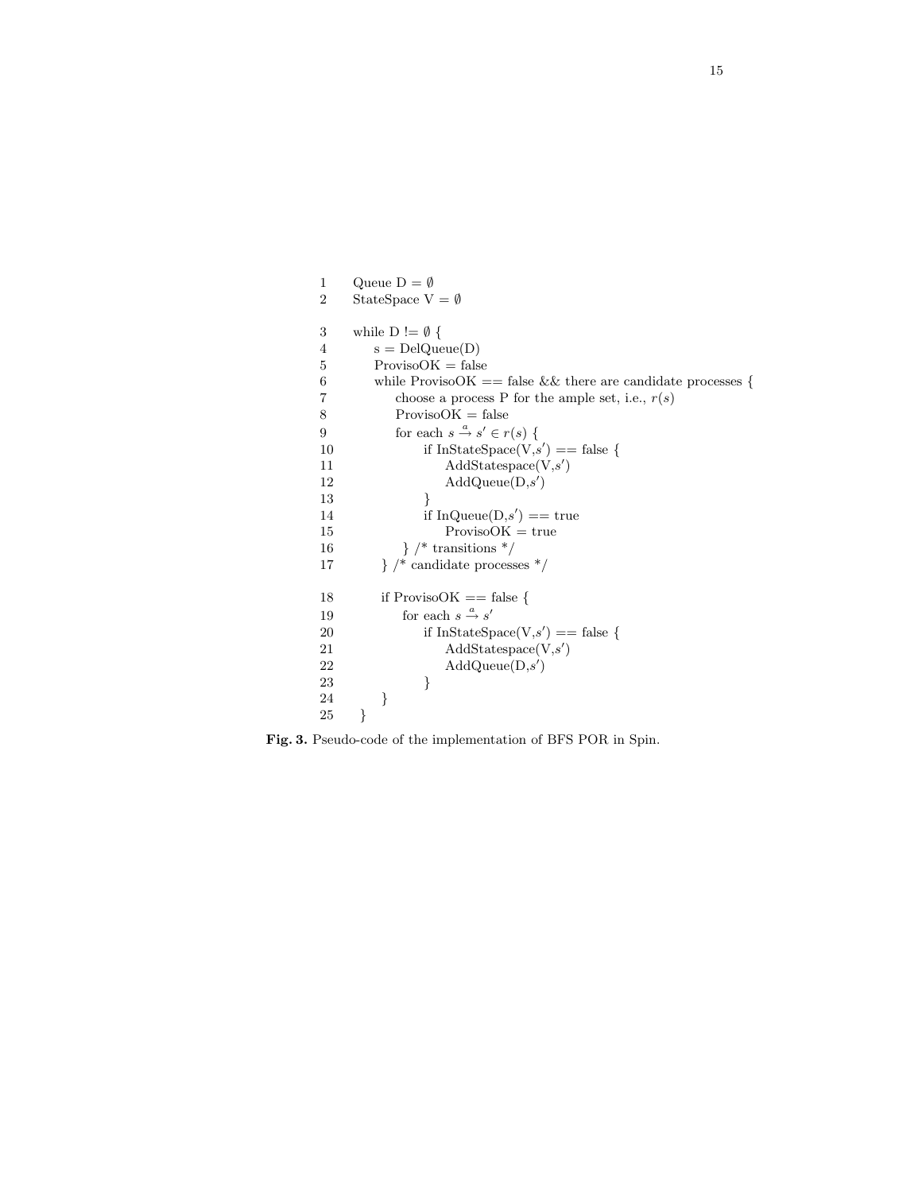```
1    Queue D = ∅
2    StateSpace V = ∅

3    while D != ∅ {
4        s = DelQueue(D)
5        ProvisoOK = false
6        while ProvisoOK == false && there are candidate processes {
7            choose a process P for the ample set, i.e., r(s)
8            ProvisoOK = false
9            for each s -a-> s' ∈ r(s) {
10               if InStateSpace(V,s') == false {
11                   AddStatespace(V,s')
12                   AddQueue(D,s')
13               }
14               if InQueue(D,s') == true
15                   ProvisoOK = true
16           } /* transitions */
17       } /* candidate processes */

18       if ProvisoOK == false {
19           for each s -a-> s'
20               if InStateSpace(V,s') == false {
21                   AddStatespace(V,s')
22                   AddQueue(D,s')
23               }
24       }
25   }
```

**Fig. 3.** Pseudo-code of the implementation of BFS POR in Spin.